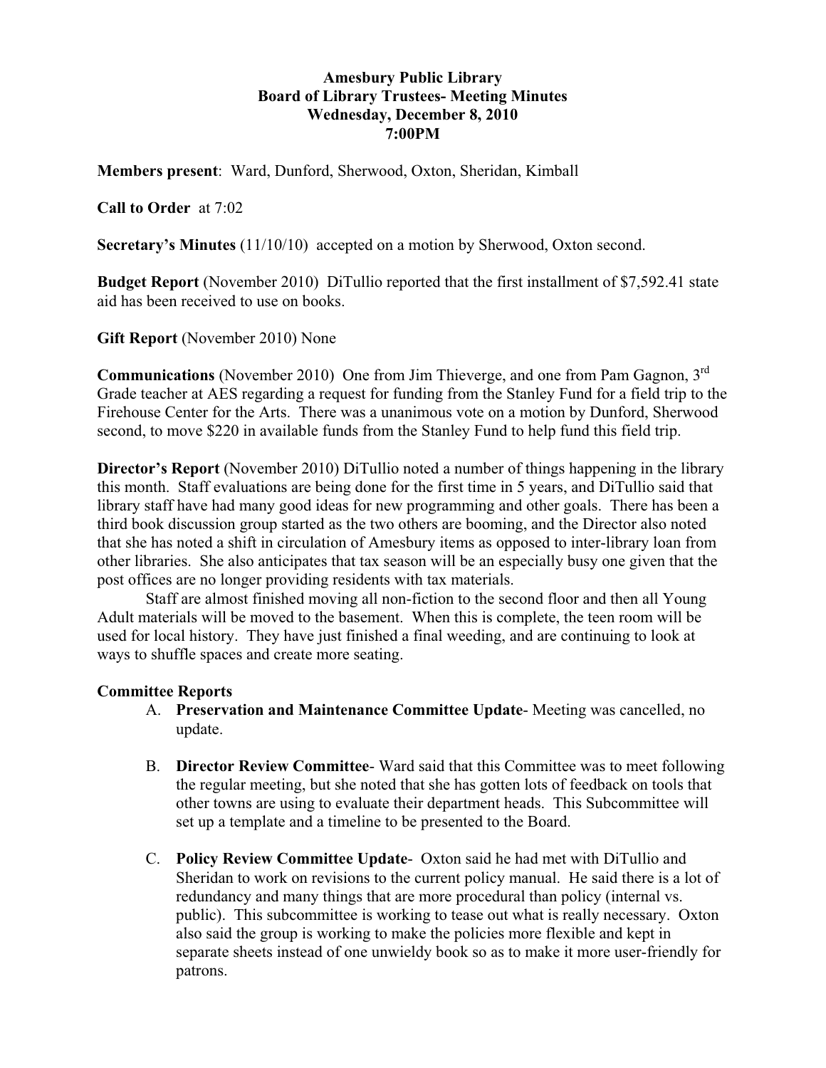**Amesbury Public Library**
**Board of Library Trustees- Meeting Minutes**
**Wednesday, December 8, 2010**
**7:00PM**

**Members present**: Ward, Dunford, Sherwood, Oxton, Sheridan, Kimball

**Call to Order** at 7:02

**Secretary's Minutes** (11/10/10) accepted on a motion by Sherwood, Oxton second.

**Budget Report** (November 2010) DiTullio reported that the first installment of $7,592.41 state aid has been received to use on books.

**Gift Report** (November 2010) None

**Communications** (November 2010) One from Jim Thieverge, and one from Pam Gagnon, 3rd Grade teacher at AES regarding a request for funding from the Stanley Fund for a field trip to the Firehouse Center for the Arts. There was a unanimous vote on a motion by Dunford, Sherwood second, to move $220 in available funds from the Stanley Fund to help fund this field trip.

**Director's Report** (November 2010) DiTullio noted a number of things happening in the library this month. Staff evaluations are being done for the first time in 5 years, and DiTullio said that library staff have had many good ideas for new programming and other goals. There has been a third book discussion group started as the two others are booming, and the Director also noted that she has noted a shift in circulation of Amesbury items as opposed to inter-library loan from other libraries. She also anticipates that tax season will be an especially busy one given that the post offices are no longer providing residents with tax materials.

Staff are almost finished moving all non-fiction to the second floor and then all Young Adult materials will be moved to the basement. When this is complete, the teen room will be used for local history. They have just finished a final weeding, and are continuing to look at ways to shuffle spaces and create more seating.

**Committee Reports**

A. **Preservation and Maintenance Committee Update**- Meeting was cancelled, no update.

B. **Director Review Committee**- Ward said that this Committee was to meet following the regular meeting, but she noted that she has gotten lots of feedback on tools that other towns are using to evaluate their department heads. This Subcommittee will set up a template and a timeline to be presented to the Board.

C. **Policy Review Committee Update**- Oxton said he had met with DiTullio and Sheridan to work on revisions to the current policy manual. He said there is a lot of redundancy and many things that are more procedural than policy (internal vs. public). This subcommittee is working to tease out what is really necessary. Oxton also said the group is working to make the policies more flexible and kept in separate sheets instead of one unwieldy book so as to make it more user-friendly for patrons.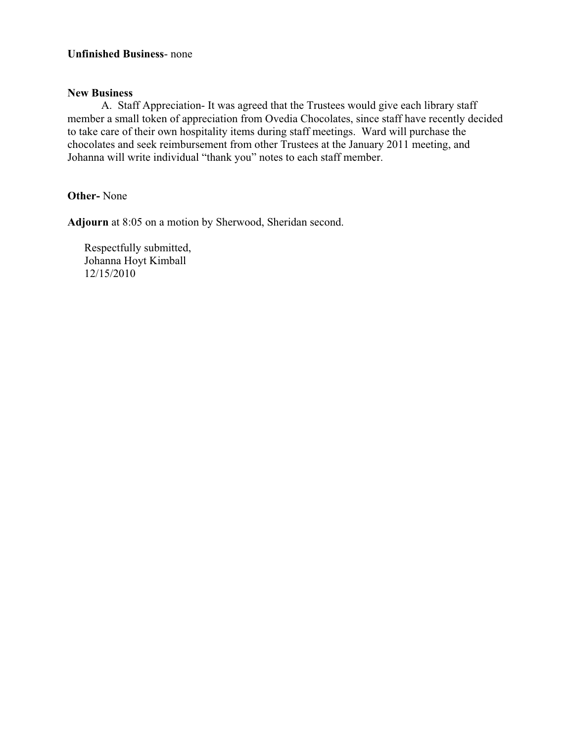**Unfinished Business**- none

**New Business**

A. Staff Appreciation- It was agreed that the Trustees would give each library staff member a small token of appreciation from Ovedia Chocolates, since staff have recently decided to take care of their own hospitality items during staff meetings. Ward will purchase the chocolates and seek reimbursement from other Trustees at the January 2011 meeting, and Johanna will write individual "thank you" notes to each staff member.

**Other-** None

**Adjourn** at 8:05 on a motion by Sherwood, Sheridan second.

Respectfully submitted,
Johanna Hoyt Kimball
12/15/2010